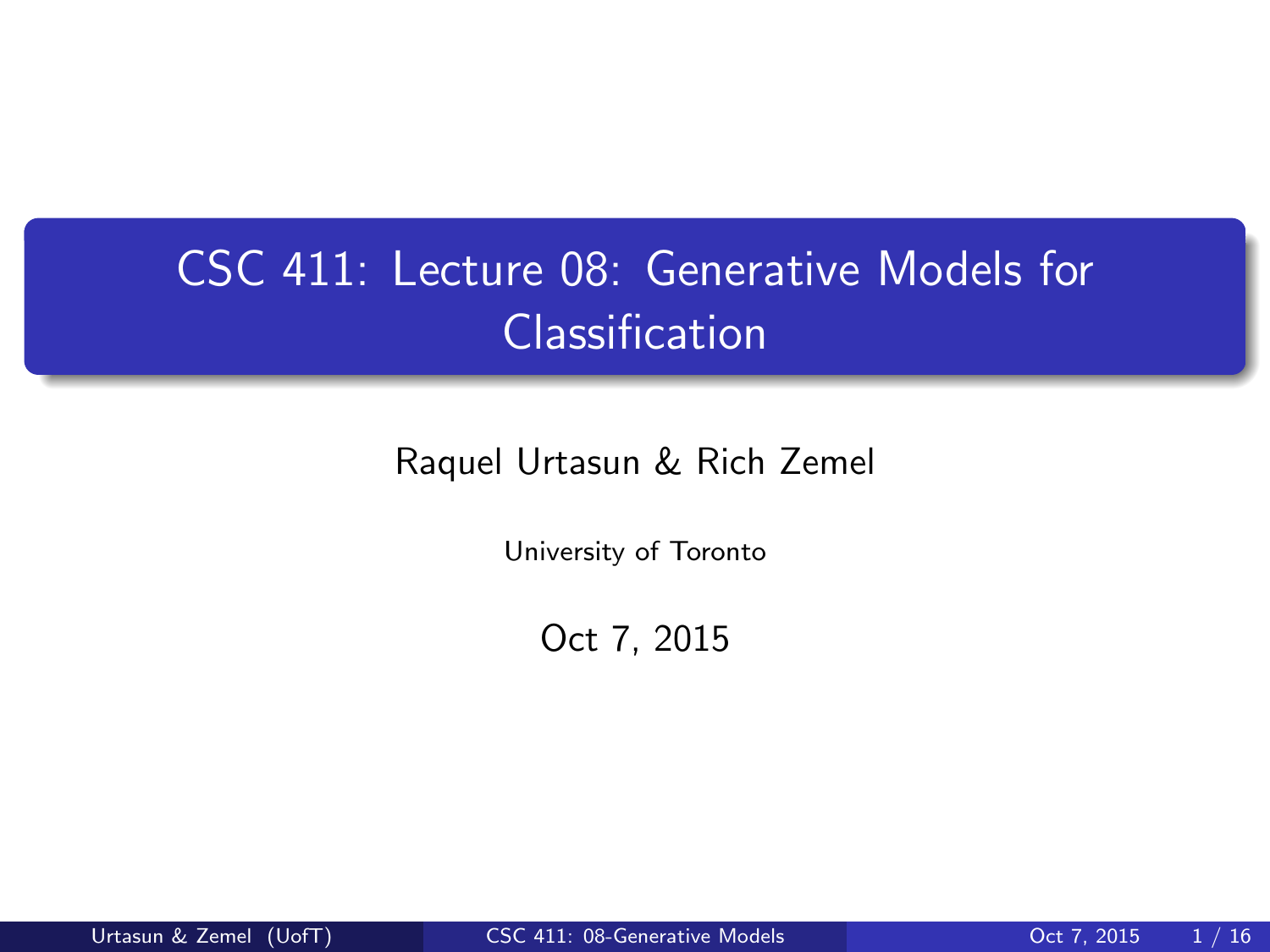# CSC 411: Lecture 08: Generative Models for Classification

Raquel Urtasun & Rich Zemel

University of Toronto

Oct 7, 2015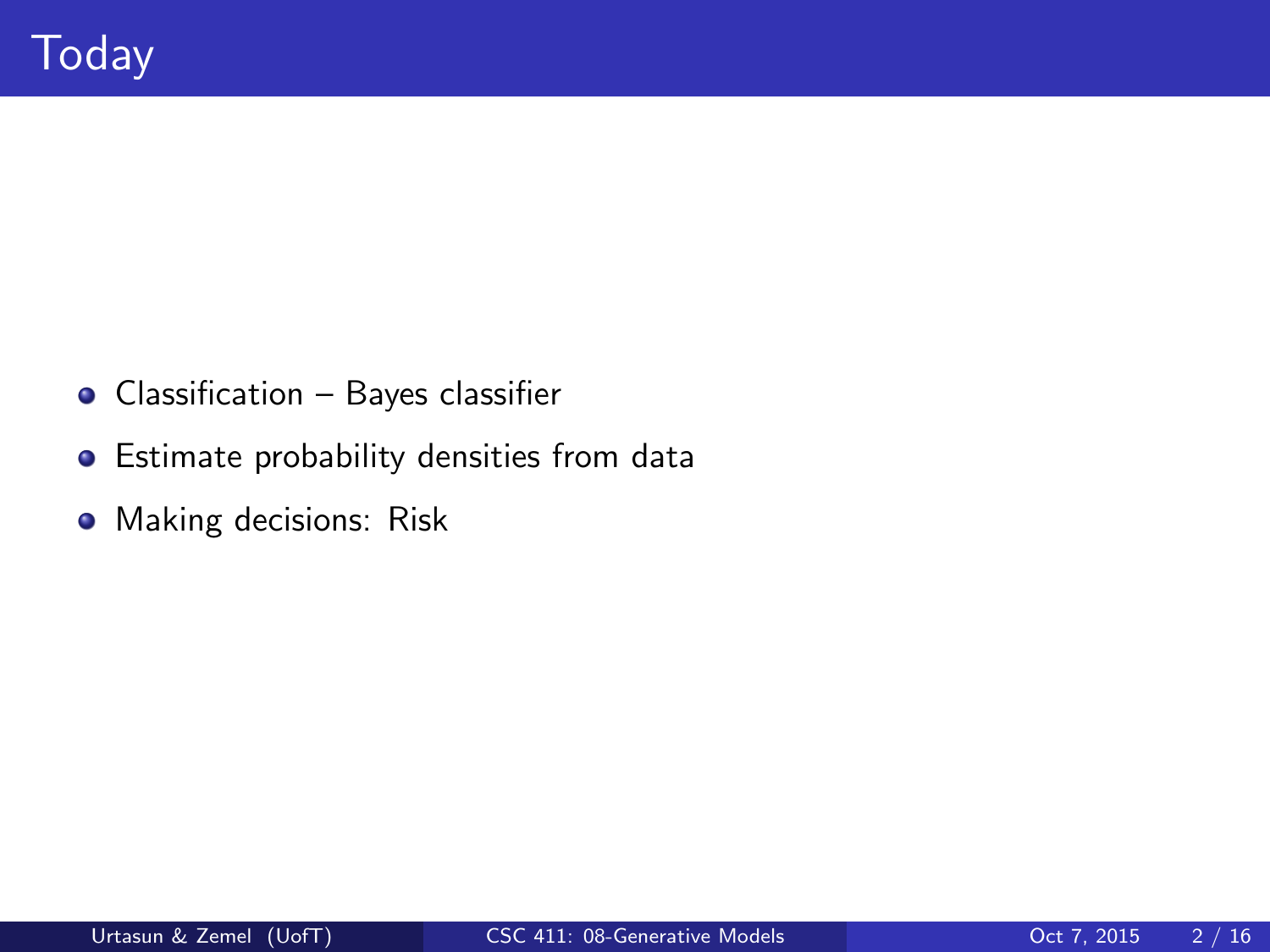# Today

- Classification – Bayes classifier
- Estimate probability densities from data
- Making decisions: Risk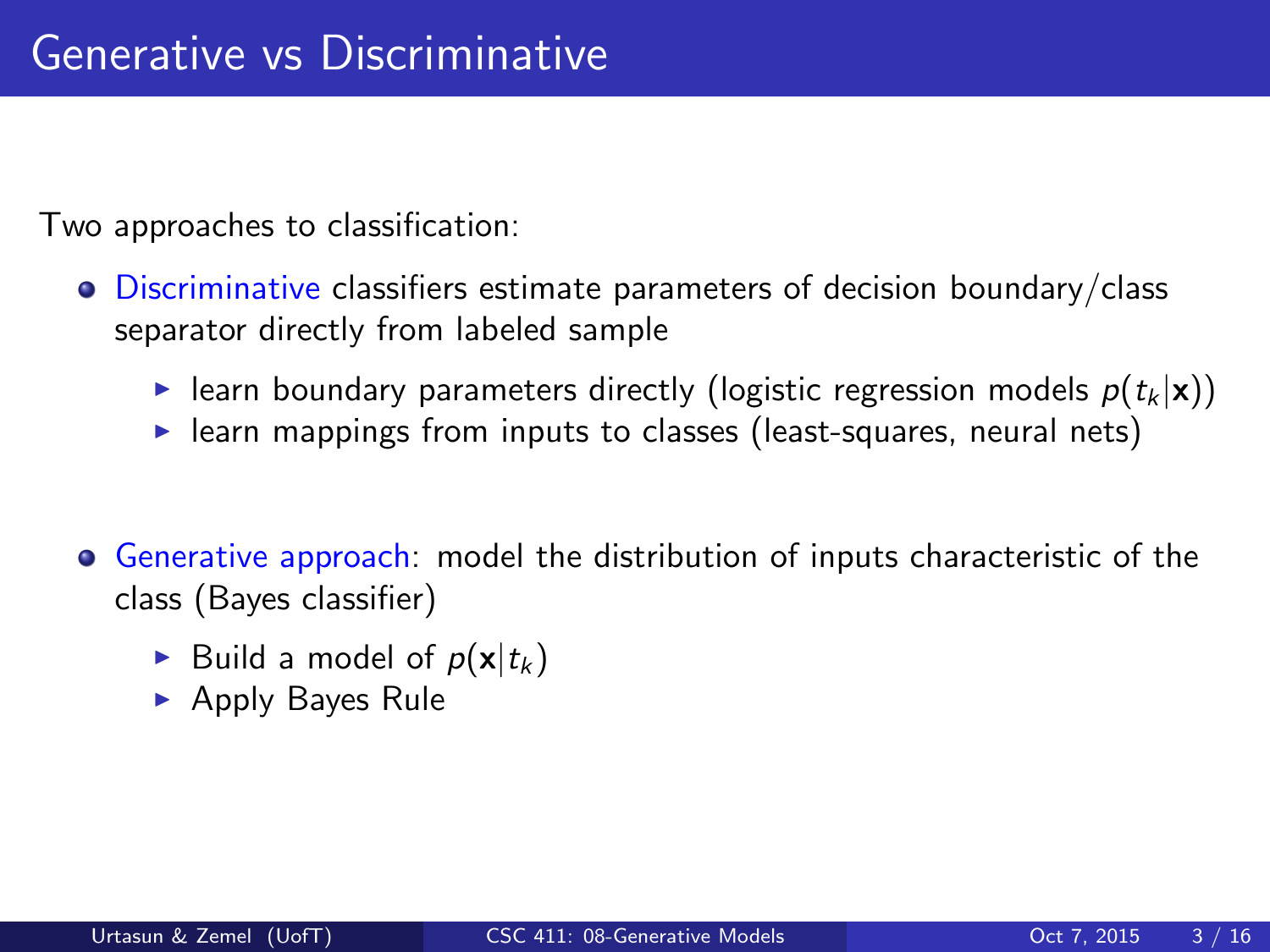# Generative vs Discriminative

Two approaches to classification:

- Discriminative classifiers estimate parameters of decision boundary/class separator directly from labeled sample
  - learn boundary parameters directly (logistic regression models $p(t_k|\mathbf{x})$)
  - learn mappings from inputs to classes (least-squares, neural nets)

- Generative approach: model the distribution of inputs characteristic of the class (Bayes classifier)
  - Build a model of $p(\mathbf{x}|t_k)$
  - Apply Bayes Rule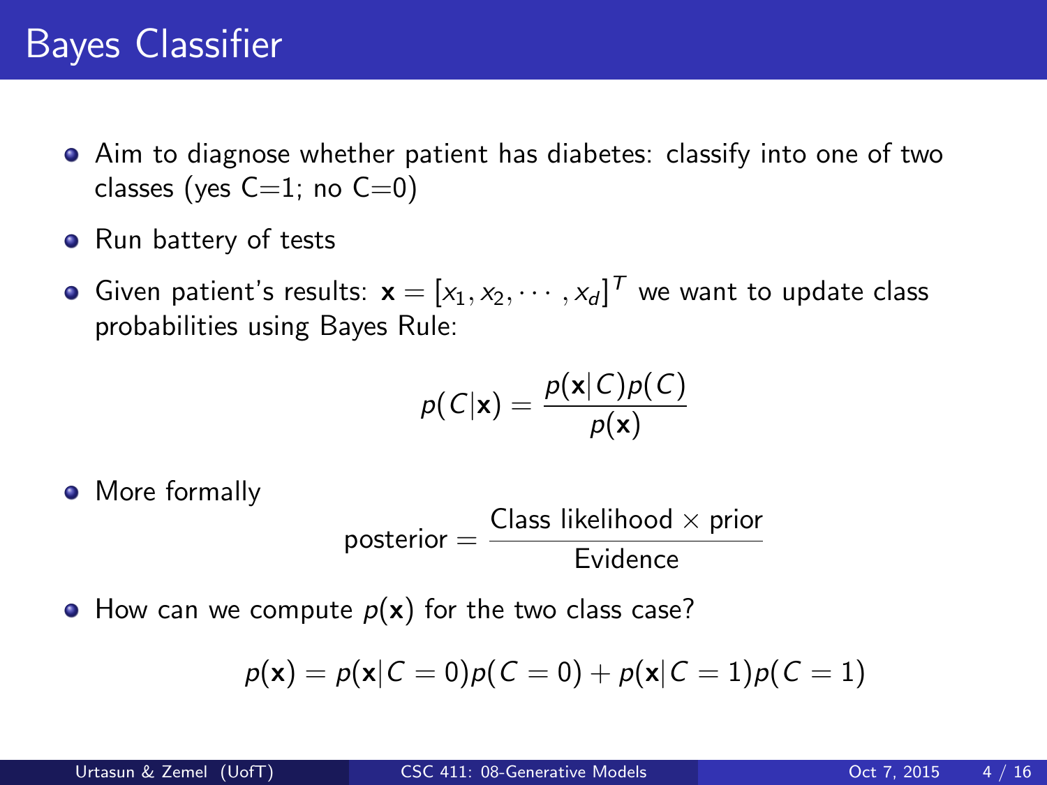# Bayes Classifier

- Aim to diagnose whether patient has diabetes: classify into one of two classes (yes C=1; no C=0)
- Run battery of tests
- Given patient's results: $\mathbf{x} = [x_1, x_2, \cdots, x_d]^T$ we want to update class probabilities using Bayes Rule:

$$p(C|\mathbf{x}) = \frac{p(\mathbf{x}|C)p(C)}{p(\mathbf{x})}$$

- More formally

$$\text{posterior} = \frac{\text{Class likelihood} \times \text{prior}}{\text{Evidence}}$$

- How can we compute $p(\mathbf{x})$ for the two class case?

$$p(\mathbf{x}) = p(\mathbf{x}|C=0)p(C=0) + p(\mathbf{x}|C=1)p(C=1)$$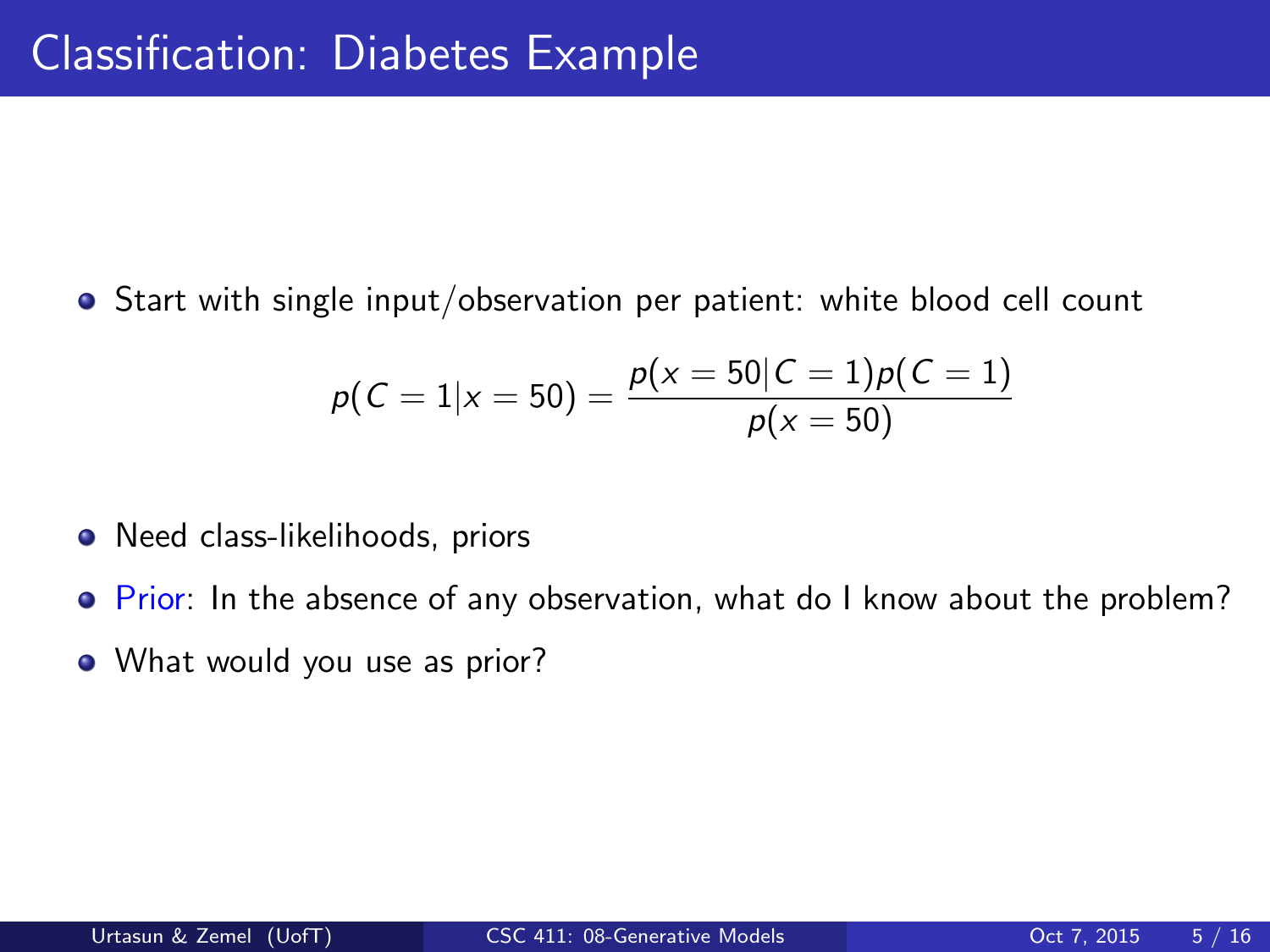# Classification: Diabetes Example

- Start with single input/observation per patient: white blood cell count

$$p(C = 1|x = 50) = \frac{p(x = 50|C = 1)p(C = 1)}{p(x = 50)}$$

- Need class-likelihoods, priors
- Prior: In the absence of any observation, what do I know about the problem?
- What would you use as prior?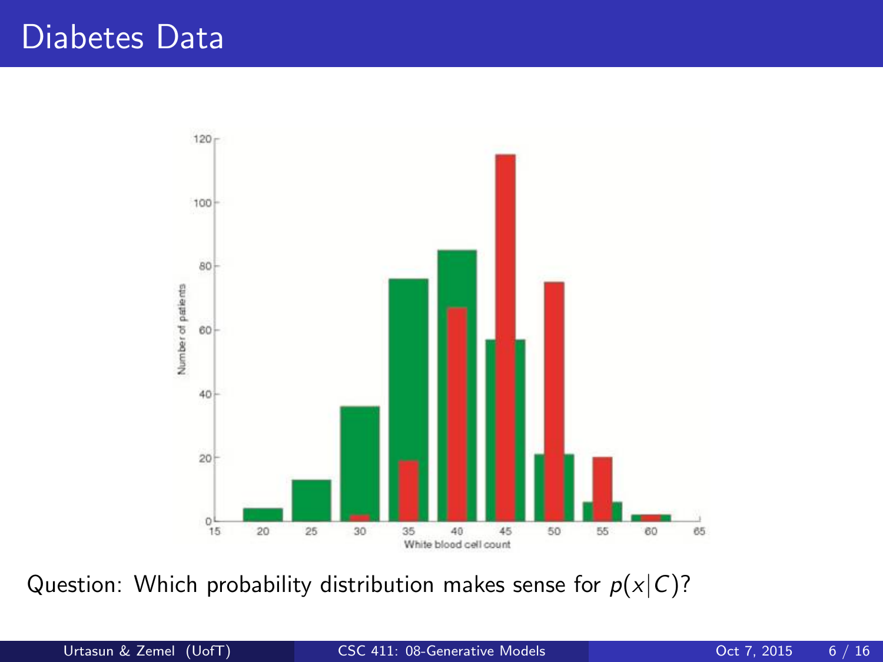# Diabetes Data

Question: Which probability distribution makes sense for $p(x|C)$?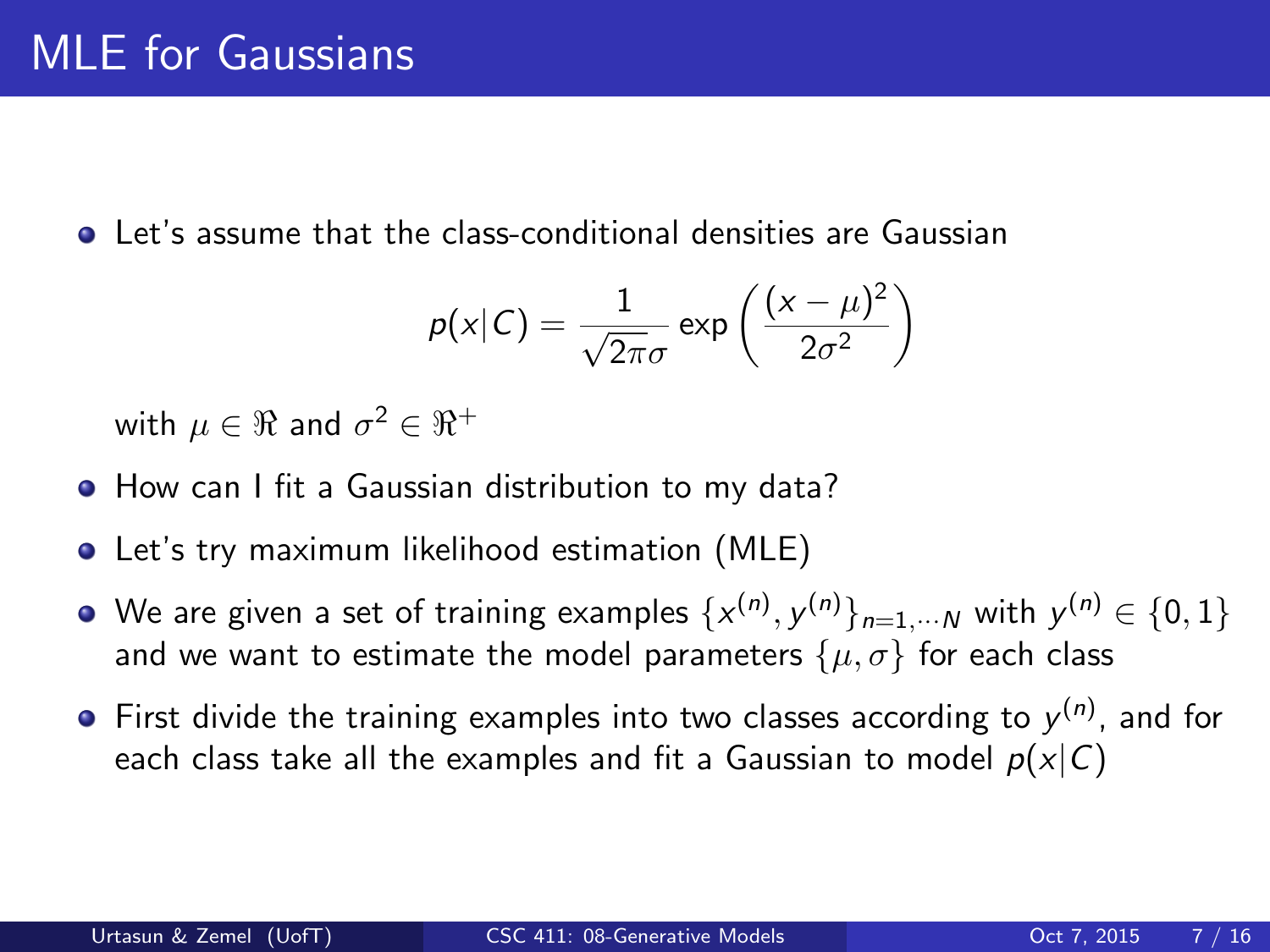# MLE for Gaussians

- Let's assume that the class-conditional densities are Gaussian

$$p(x|C) = \frac{1}{\sqrt{2\pi}\sigma} \exp\left(\frac{(x-\mu)^2}{2\sigma^2}\right)$$

  with $\mu \in \Re$ and $\sigma^2 \in \Re^+$

- How can I fit a Gaussian distribution to my data?
- Let's try maximum likelihood estimation (MLE)
- We are given a set of training examples $\{x^{(n)}, y^{(n)}\}_{n=1,\cdots N}$ with $y^{(n)} \in \{0,1\}$ and we want to estimate the model parameters $\{\mu, \sigma\}$ for each class
- First divide the training examples into two classes according to $y^{(n)}$, and for each class take all the examples and fit a Gaussian to model $p(x|C)$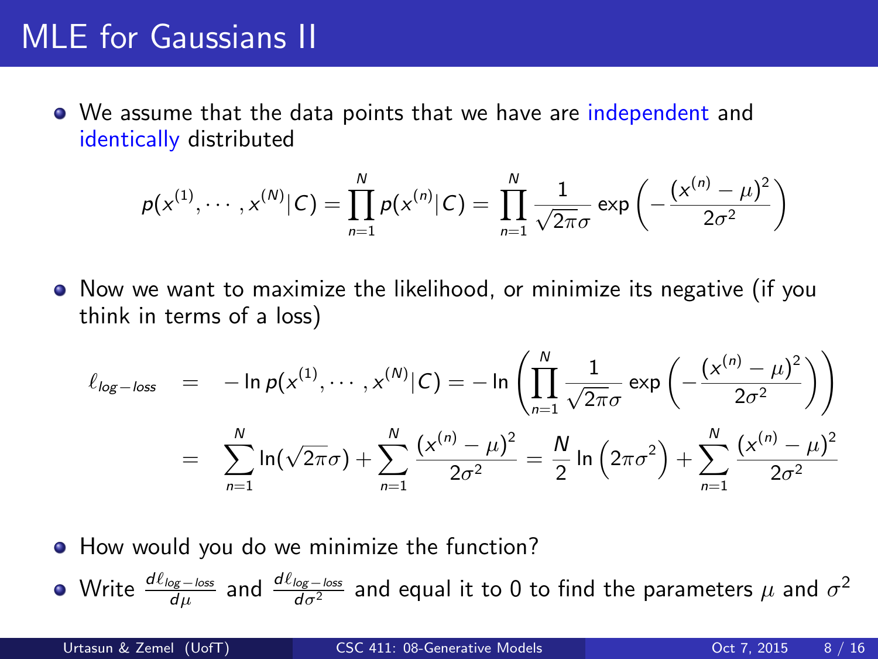# MLE for Gaussians II

- We assume that the data points that we have are independent and identically distributed

$$p(x^{(1)}, \cdots, x^{(N)}|C) = \prod_{n=1}^{N} p(x^{(n)}|C) = \prod_{n=1}^{N} \frac{1}{\sqrt{2\pi}\sigma} \exp\left(-\frac{(x^{(n)} - \mu)^2}{2\sigma^2}\right)$$

- Now we want to maximize the likelihood, or minimize its negative (if you think in terms of a loss)

$$\begin{aligned}
\ell_{log-loss} &= -\ln p(x^{(1)}, \cdots, x^{(N)}|C) = -\ln\left(\prod_{n=1}^{N} \frac{1}{\sqrt{2\pi}\sigma} \exp\left(-\frac{(x^{(n)} - \mu)^2}{2\sigma^2}\right)\right) \\
&= \sum_{n=1}^{N} \ln(\sqrt{2\pi}\sigma) + \sum_{n=1}^{N} \frac{(x^{(n)} - \mu)^2}{2\sigma^2} = \frac{N}{2}\ln\left(2\pi\sigma^2\right) + \sum_{n=1}^{N} \frac{(x^{(n)} - \mu)^2}{2\sigma^2}
\end{aligned}$$

- How would you do we minimize the function?
- Write $\frac{d\ell_{log-loss}}{d\mu}$ and $\frac{d\ell_{log-loss}}{d\sigma^2}$ and equal it to 0 to find the parameters $\mu$ and $\sigma^2$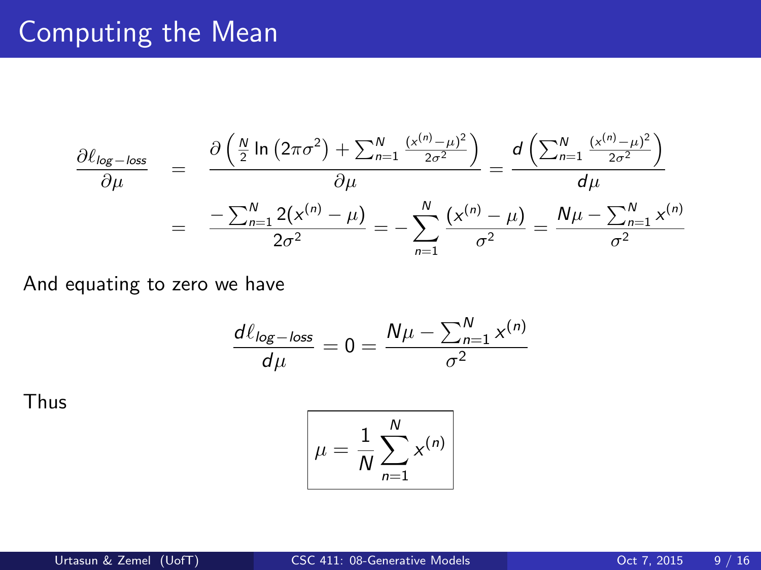# Computing the Mean

$$
\begin{aligned}
\frac{\partial \ell_{log-loss}}{\partial \mu} &= \frac{\partial \left( \frac{N}{2} \ln \left( 2\pi\sigma^2 \right) + \sum_{n=1}^{N} \frac{(x^{(n)} - \mu)^2}{2\sigma^2} \right)}{\partial \mu} = \frac{d \left( \sum_{n=1}^{N} \frac{(x^{(n)} - \mu)^2}{2\sigma^2} \right)}{d\mu} \\
&= \frac{- \sum_{n=1}^{N} 2(x^{(n)} - \mu)}{2\sigma^2} = - \sum_{n=1}^{N} \frac{(x^{(n)} - \mu)}{\sigma^2} = \frac{N\mu - \sum_{n=1}^{N} x^{(n)}}{\sigma^2}
\end{aligned}
$$

And equating to zero we have

$$
\frac{d\ell_{log-loss}}{d\mu} = 0 = \frac{N\mu - \sum_{n=1}^{N} x^{(n)}}{\sigma^2}
$$

Thus

$$
\boxed{\mu = \frac{1}{N} \sum_{n=1}^{N} x^{(n)}}
$$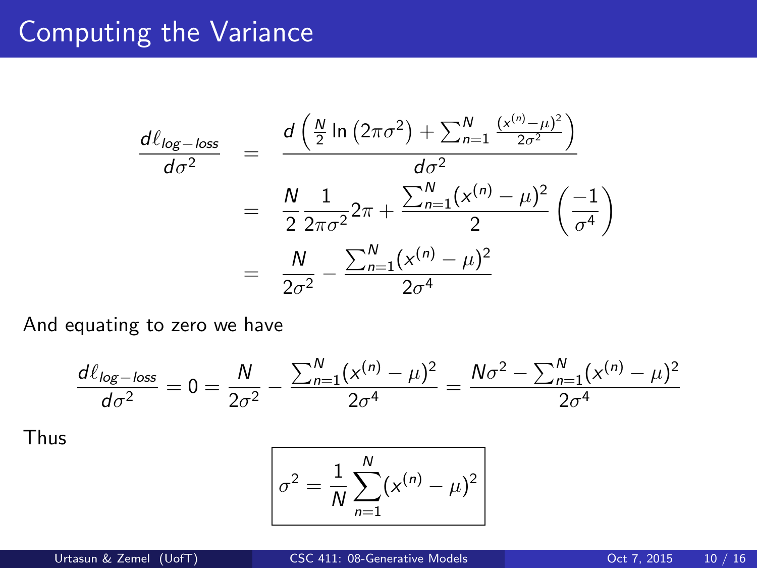# Computing the Variance

$$
\begin{aligned}
\frac{d\ell_{log-loss}}{d\sigma^2} &= \frac{d\left(\frac{N}{2}\ln\left(2\pi\sigma^2\right) + \sum_{n=1}^{N}\frac{(x^{(n)}-\mu)^2}{2\sigma^2}\right)}{d\sigma^2} \\
&= \frac{N}{2}\frac{1}{2\pi\sigma^2}2\pi + \frac{\sum_{n=1}^{N}(x^{(n)}-\mu)^2}{2}\left(\frac{-1}{\sigma^4}\right) \\
&= \frac{N}{2\sigma^2} - \frac{\sum_{n=1}^{N}(x^{(n)}-\mu)^2}{2\sigma^4}
\end{aligned}
$$

And equating to zero we have

$$
\frac{d\ell_{log-loss}}{d\sigma^2} = 0 = \frac{N}{2\sigma^2} - \frac{\sum_{n=1}^{N}(x^{(n)}-\mu)^2}{2\sigma^4} = \frac{N\sigma^2 - \sum_{n=1}^{N}(x^{(n)}-\mu)^2}{2\sigma^4}
$$

Thus

$$
\boxed{\sigma^2 = \frac{1}{N}\sum_{n=1}^{N}(x^{(n)}-\mu)^2}
$$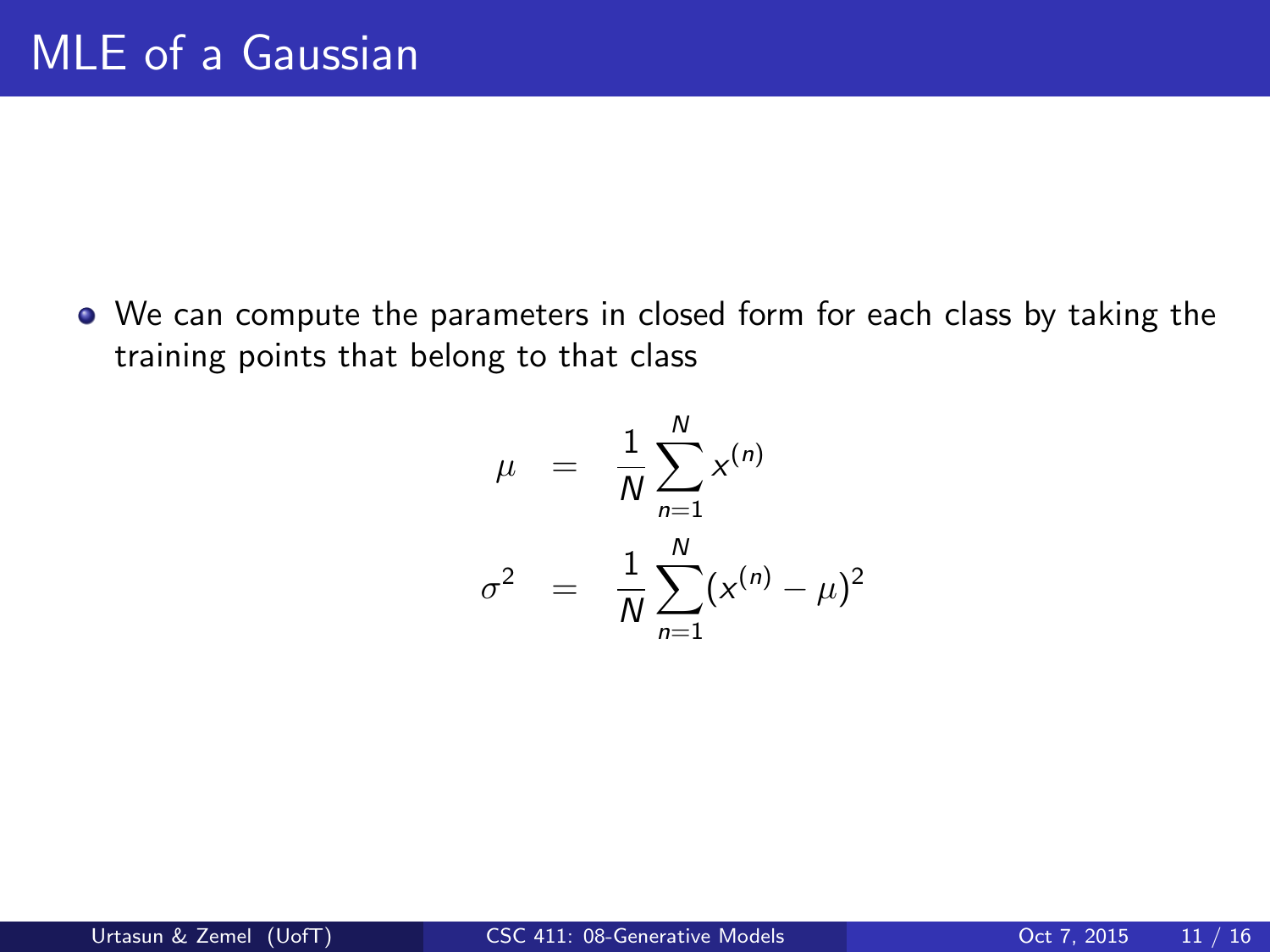# MLE of a Gaussian

- We can compute the parameters in closed form for each class by taking the training points that belong to that class

$$
\begin{aligned}
\mu &= \frac{1}{N} \sum_{n=1}^{N} x^{(n)} \\
\sigma^2 &= \frac{1}{N} \sum_{n=1}^{N} (x^{(n)} - \mu)^2
\end{aligned}
$$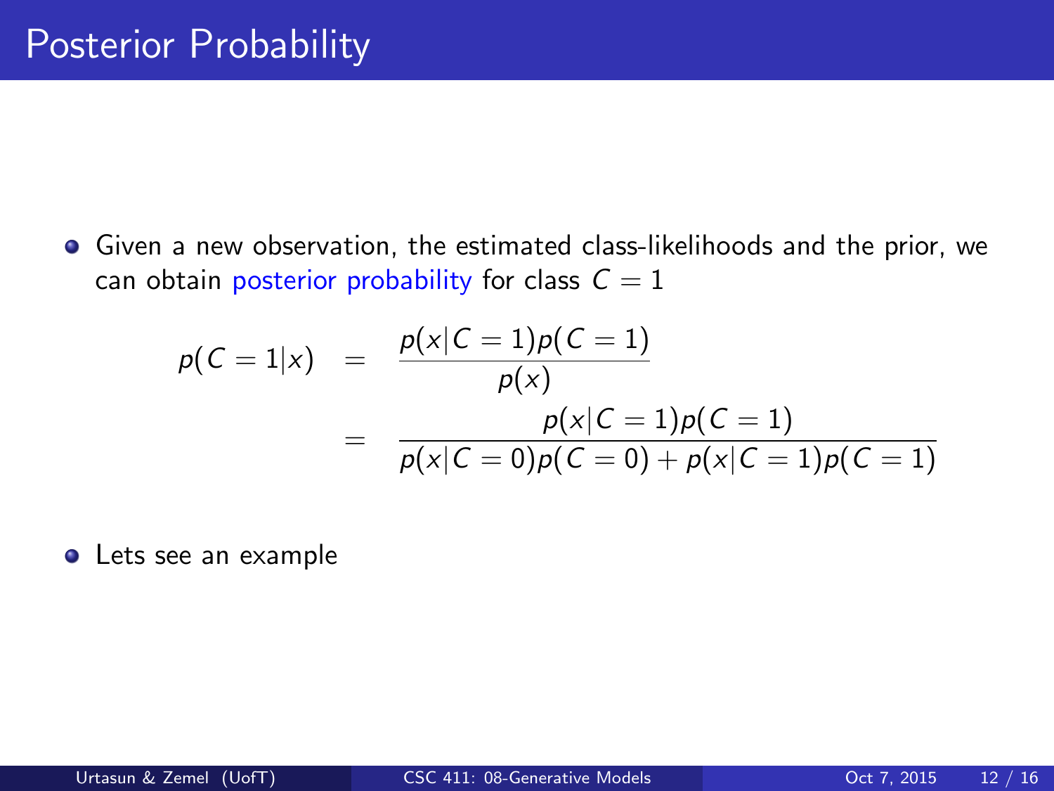# Posterior Probability

- Given a new observation, the estimated class-likelihoods and the prior, we can obtain posterior probability for class $C = 1$

$$
\begin{aligned}
p(C = 1|x) &= \frac{p(x|C = 1)p(C = 1)}{p(x)} \\
&= \frac{p(x|C = 1)p(C = 1)}{p(x|C = 0)p(C = 0) + p(x|C = 1)p(C = 1)}
\end{aligned}
$$

- Lets see an example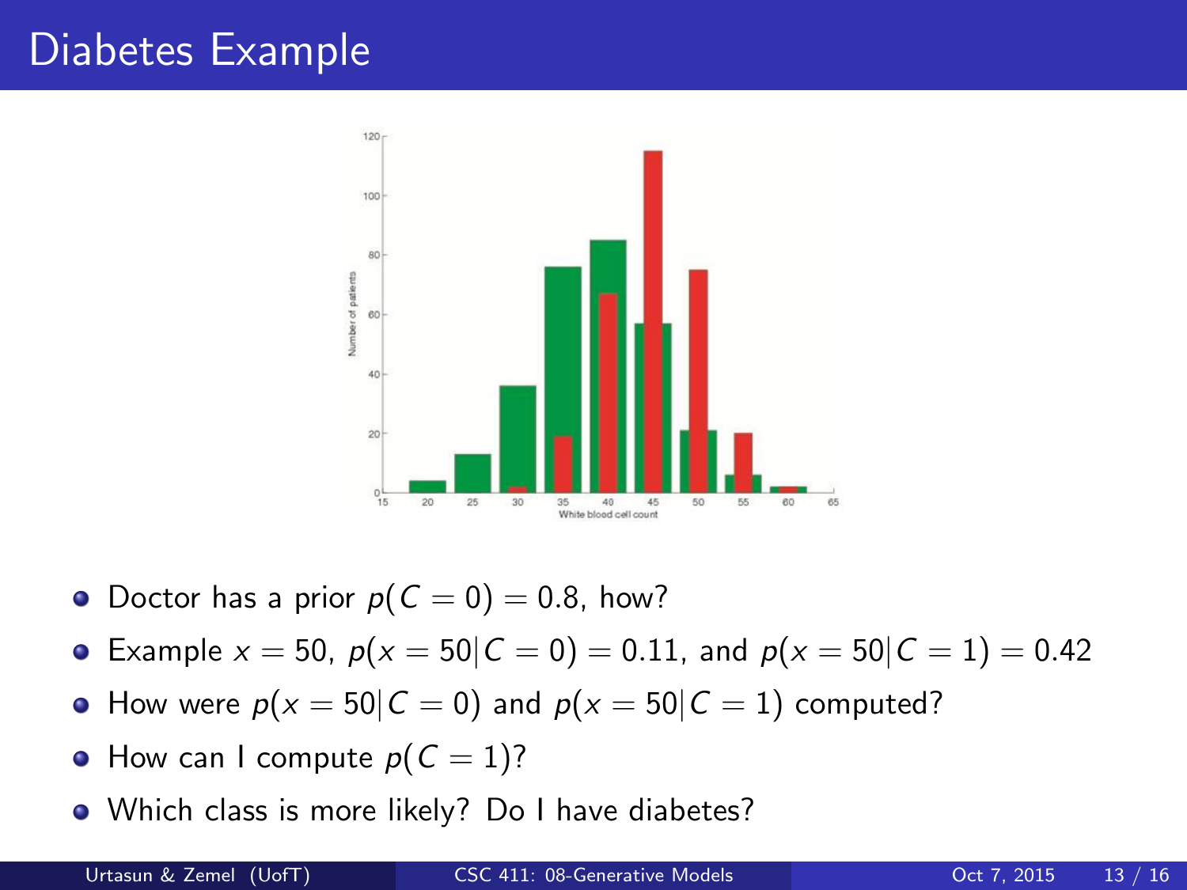# Diabetes Example

- Doctor has a prior $p(C = 0) = 0.8$, how?
- Example $x = 50$, $p(x = 50|C = 0) = 0.11$, and $p(x = 50|C = 1) = 0.42$
- How were $p(x = 50|C = 0)$ and $p(x = 50|C = 1)$ computed?
- How can I compute $p(C = 1)$?
- Which class is more likely? Do I have diabetes?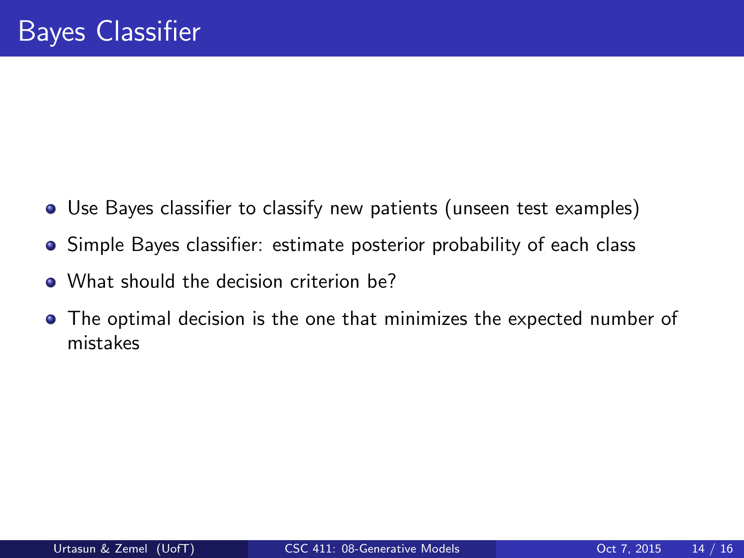# Bayes Classifier

- Use Bayes classifier to classify new patients (unseen test examples)
- Simple Bayes classifier: estimate posterior probability of each class
- What should the decision criterion be?
- The optimal decision is the one that minimizes the expected number of mistakes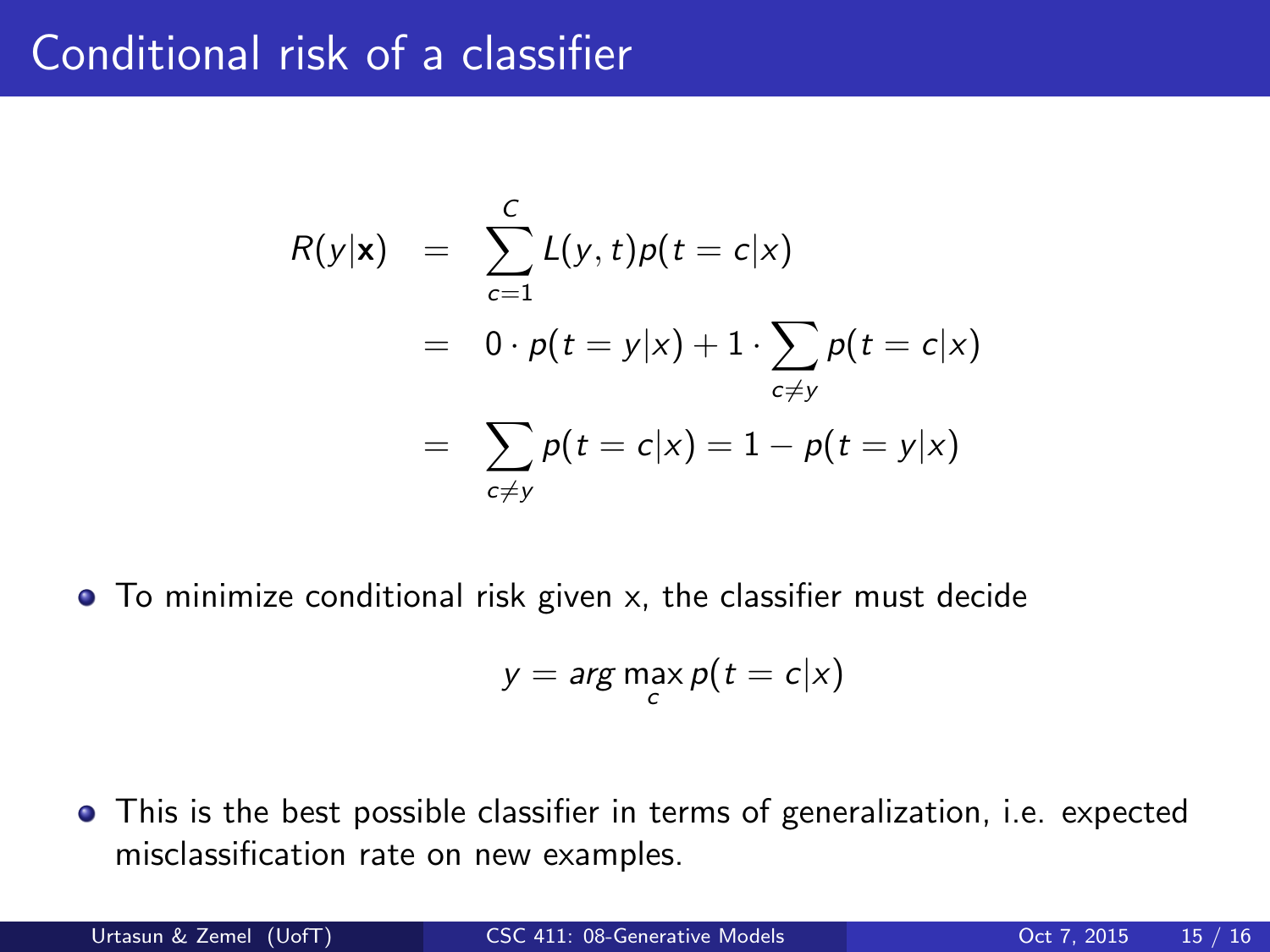# Conditional risk of a classifier

$$
\begin{aligned}
R(y|\mathbf{x}) &= \sum_{c=1}^{C} L(y,t) p(t=c|x) \\
&= 0 \cdot p(t=y|x) + 1 \cdot \sum_{c \neq y} p(t=c|x) \\
&= \sum_{c \neq y} p(t=c|x) = 1 - p(t=y|x)
\end{aligned}
$$

- To minimize conditional risk given x, the classifier must decide

$$
y = arg \max_{c} p(t=c|x)
$$

- This is the best possible classifier in terms of generalization, i.e. expected misclassification rate on new examples.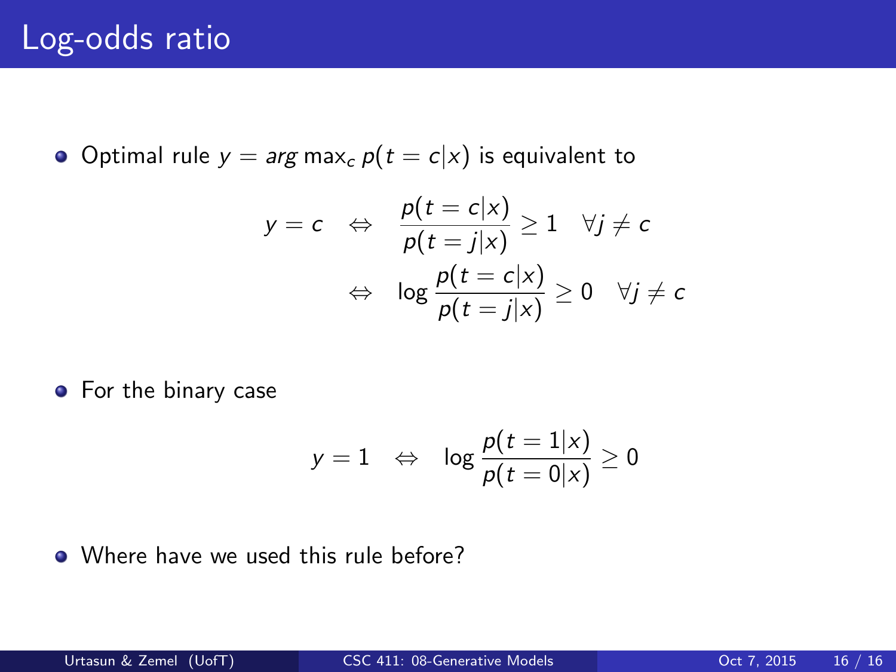# Log-odds ratio

- Optimal rule $y = arg\max_c p(t = c|x)$ is equivalent to

$$
\begin{aligned}
y = c \quad &\Leftrightarrow \quad \frac{p(t = c|x)}{p(t = j|x)} \geq 1 \quad \forall j \neq c \\
&\Leftrightarrow \quad \log \frac{p(t = c|x)}{p(t = j|x)} \geq 0 \quad \forall j \neq c
\end{aligned}
$$

- For the binary case

$$
y = 1 \quad \Leftrightarrow \quad \log \frac{p(t = 1|x)}{p(t = 0|x)} \geq 0
$$

- Where have we used this rule before?